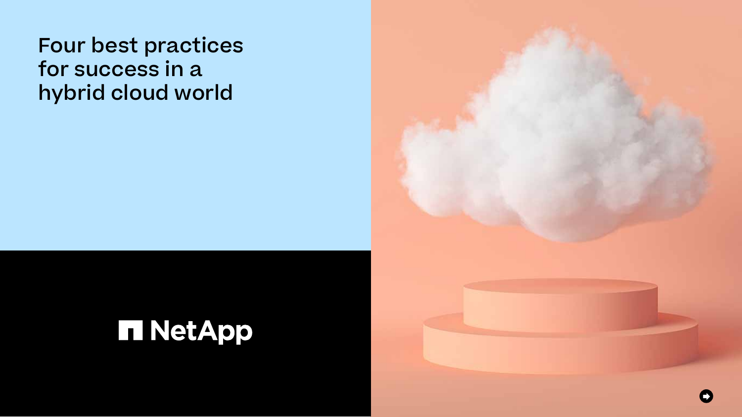# Four best practices for success in a hybrid cloud world

NetApp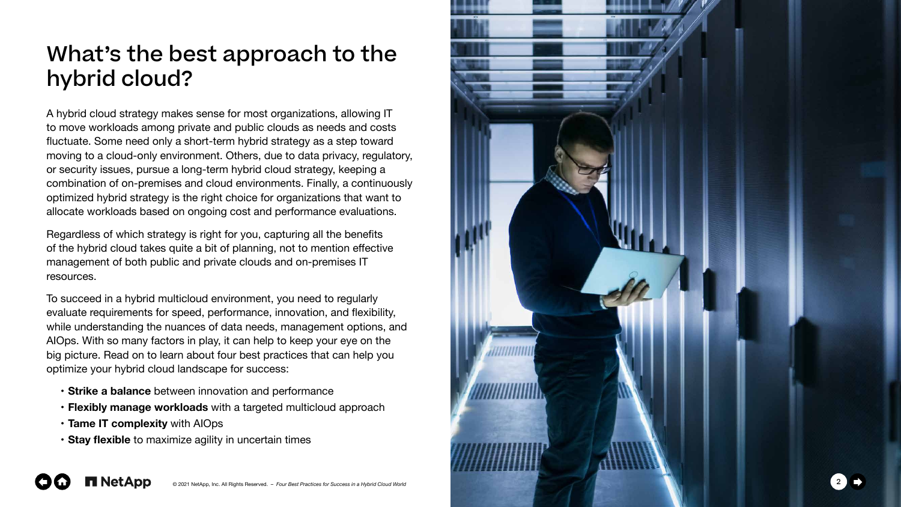# What's the best approach to the hybrid cloud?

A hybrid cloud strategy makes sense for most organizations, allowing IT to move workloads among private and public clouds as needs and costs fluctuate. Some need only a short-term hybrid strategy as a step toward moving to a cloud-only environment. Others, due to data privacy, regulatory, or security issues, pursue a long-term hybrid cloud strategy, keeping a combination of on-premises and cloud environments. Finally, a continuously optimized hybrid strategy is the right choice for organizations that want to allocate workloads based on ongoing cost and performance evaluations.

Regardless of which strategy is right for you, capturing all the benefits of the hybrid cloud takes quite a bit of planning, not to mention effective management of both public and private clouds and on-premises IT resources.

To succeed in a hybrid multicloud environment, you need to regularly evaluate requirements for speed, performance, innovation, and flexibility, while understanding the nuances of data needs, management options, and AIOps. With so many factors in play, it can help to keep your eye on the big picture. Read on to learn about four best practices that can help you optimize your hybrid cloud landscape for success:

- **Strike a balance** between innovation and performance
- **Flexibly manage workloads** with a targeted multicloud approach
- **Tame IT complexity** with AIOps
- **Stay flexible** to maximize agility in uncertain times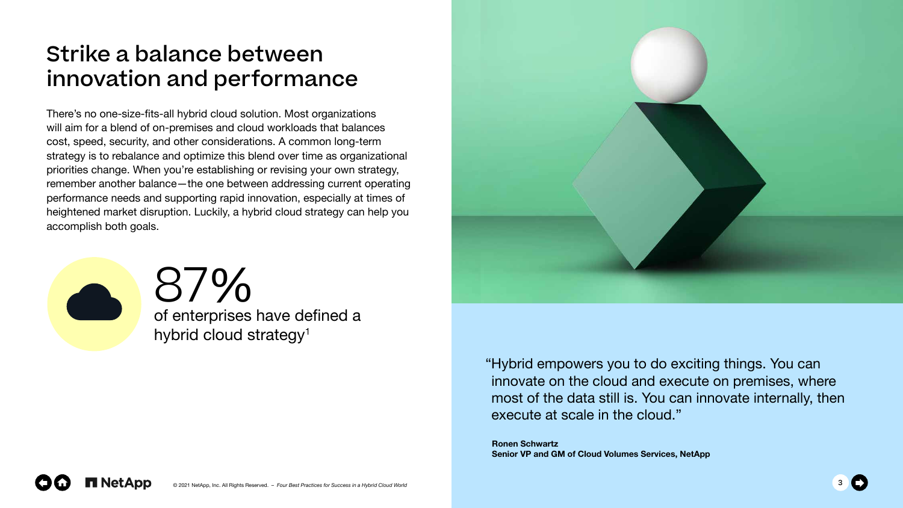# Strike a balance between innovation and performance

There's no one-size-fits-all hybrid cloud solution. Most organizations will aim for a blend of on-premises and cloud workloads that balances cost, speed, security, and other considerations. A common long-term strategy is to rebalance and optimize this blend over time as organizational priorities change. When you're establishing or revising your own strategy, remember another balance—the one between addressing current operating performance needs and supporting rapid innovation, especially at times of heightened market disruption. Luckily, a hybrid cloud strategy can help you accomplish both goals.

**87%**
of enterprises have defined a hybrid cloud strategy[1]

> "Hybrid empowers you to do exciting things. You can innovate on the cloud and execute on premises, where most of the data still is. You can innovate internally, then execute at scale in the cloud."
>
> **Ronen Schwartz**
> **Senior VP and GM of Cloud Volumes Services, NetApp**

© 2021 NetApp, Inc. All Rights Reserved. – *Four Best Practices for Success in a Hybrid Cloud World*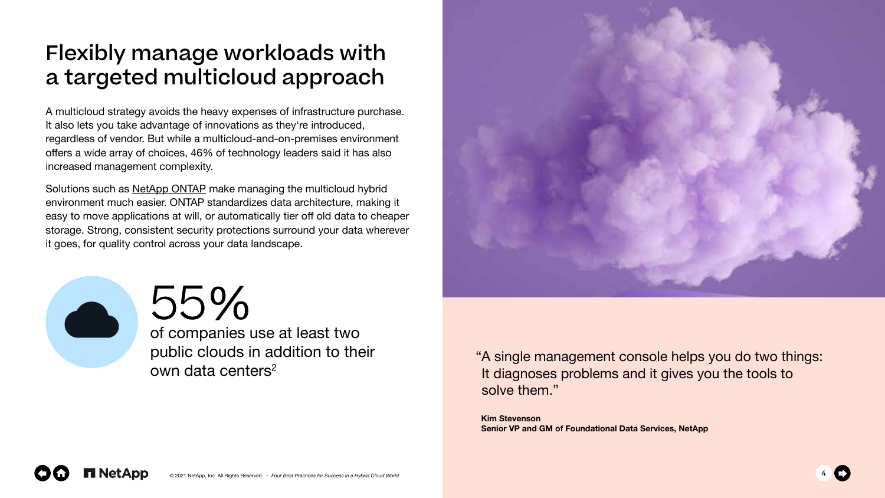# Flexibly manage workloads with a targeted multicloud approach

A multicloud strategy avoids the heavy expenses of infrastructure purchase. It also lets you take advantage of innovations as they're introduced, regardless of vendor. But while a multicloud-and-on-premises environment offers a wide array of choices, 46% of technology leaders said it has also increased management complexity.

Solutions such as NetApp ONTAP make managing the multicloud hybrid environment much easier. ONTAP standardizes data architecture, making it easy to move applications at will, or automatically tier off old data to cheaper storage. Strong, consistent security protections surround your data wherever it goes, for quality control across your data landscape.

**55%**

of companies use at least two public clouds in addition to their own data centers[2]

"A single management console helps you do two things: It diagnoses problems and it gives you the tools to solve them."

**Kim Stevenson**
**Senior VP and GM of Foundational Data Services, NetApp**

© 2021 NetApp, Inc. All Rights Reserved. – *Four Best Practices for Success in a Hybrid Cloud World*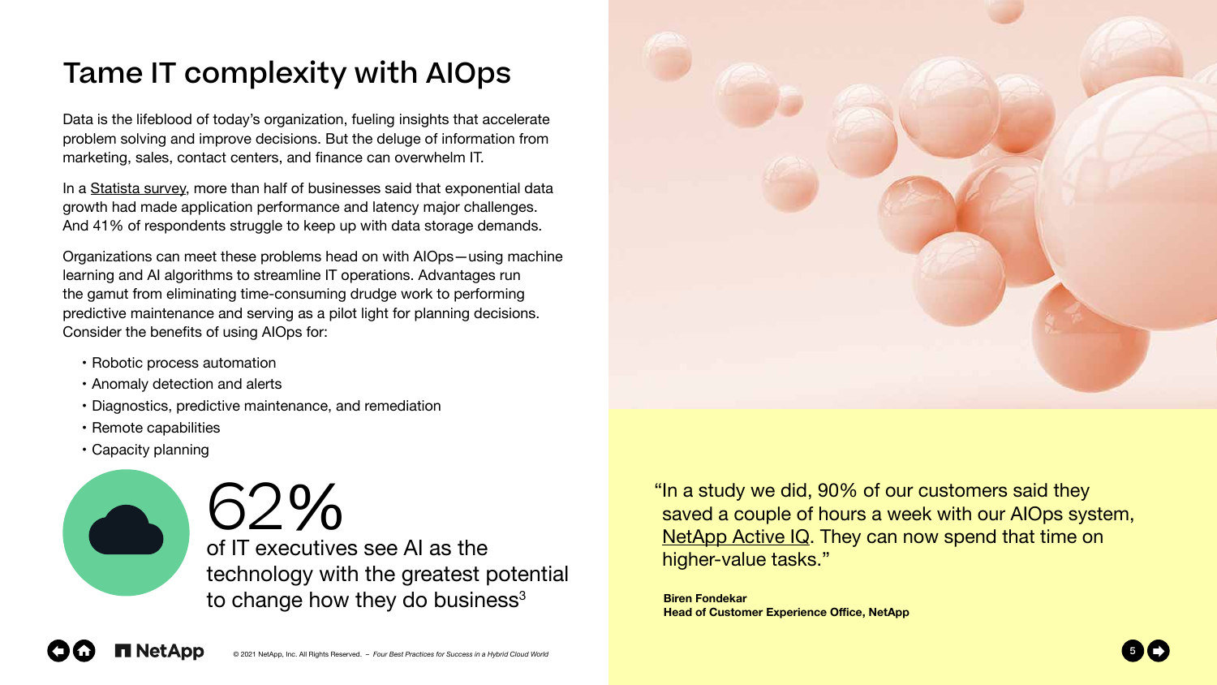# Tame IT complexity with AIOps

Data is the lifeblood of today's organization, fueling insights that accelerate problem solving and improve decisions. But the deluge of information from marketing, sales, contact centers, and finance can overwhelm IT.

In a Statista survey, more than half of businesses said that exponential data growth had made application performance and latency major challenges. And 41% of respondents struggle to keep up with data storage demands.

Organizations can meet these problems head on with AIOps—using machine learning and AI algorithms to streamline IT operations. Advantages run the gamut from eliminating time-consuming drudge work to performing predictive maintenance and serving as a pilot light for planning decisions. Consider the benefits of using AIOps for:

- Robotic process automation
- Anomaly detection and alerts
- Diagnostics, predictive maintenance, and remediation
- Remote capabilities
- Capacity planning

**62%**

of IT executives see AI as the technology with the greatest potential to change how they do business[3]

"In a study we did, 90% of our customers said they saved a couple of hours a week with our AIOps system, NetApp Active IQ. They can now spend that time on higher-value tasks."

**Biren Fondekar**
**Head of Customer Experience Office, NetApp**

© 2021 NetApp, Inc. All Rights Reserved. – *Four Best Practices for Success in a Hybrid Cloud World*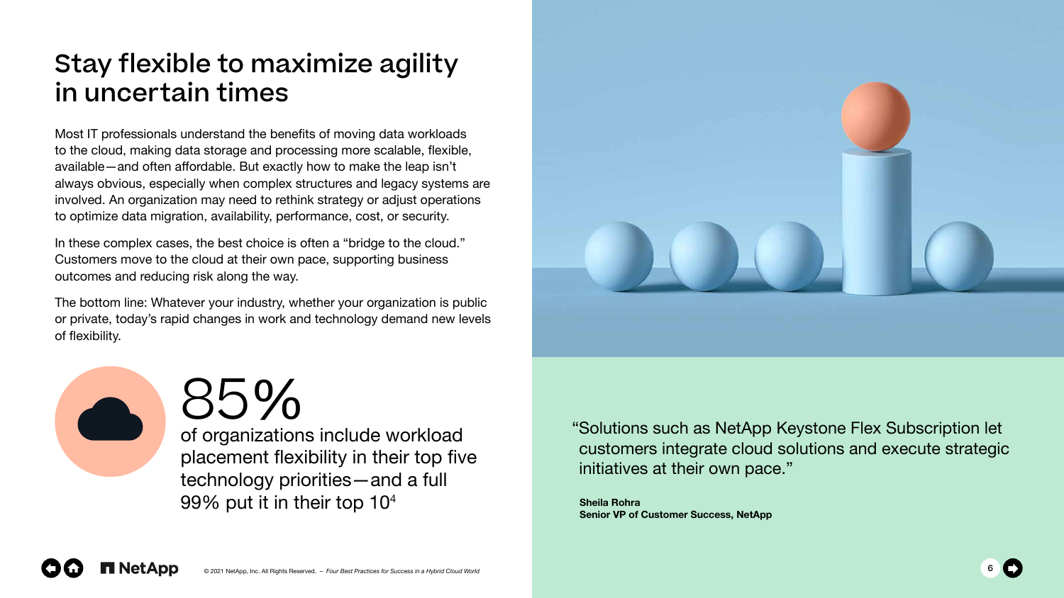# Stay flexible to maximize agility in uncertain times

Most IT professionals understand the benefits of moving data workloads to the cloud, making data storage and processing more scalable, flexible, available—and often affordable. But exactly how to make the leap isn't always obvious, especially when complex structures and legacy systems are involved. An organization may need to rethink strategy or adjust operations to optimize data migration, availability, performance, cost, or security.

In these complex cases, the best choice is often a "bridge to the cloud." Customers move to the cloud at their own pace, supporting business outcomes and reducing risk along the way.

The bottom line: Whatever your industry, whether your organization is public or private, today's rapid changes in work and technology demand new levels of flexibility.

**85%**

of organizations include workload placement flexibility in their top five technology priorities—and a full 99% put it in their top 10[4]

"Solutions such as NetApp Keystone Flex Subscription let customers integrate cloud solutions and execute strategic initiatives at their own pace."

**Sheila Rohra**
**Senior VP of Customer Success, NetApp**

© 2021 NetApp, Inc. All Rights Reserved. – *Four Best Practices for Success in a Hybrid Cloud World*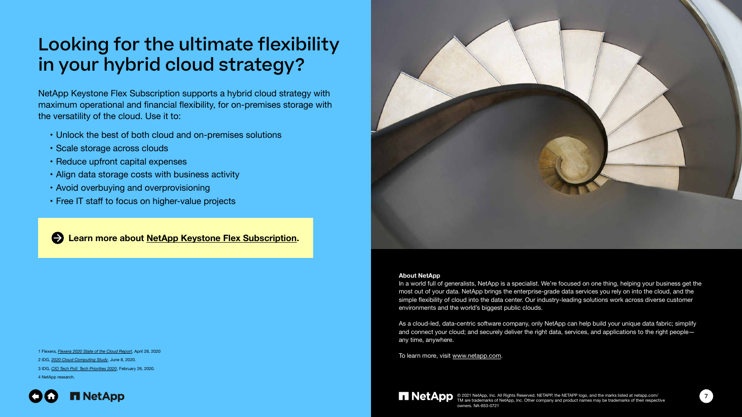# Looking for the ultimate flexibility in your hybrid cloud strategy?

NetApp Keystone Flex Subscription supports a hybrid cloud strategy with maximum operational and financial flexibility, for on-premises storage with the versatility of the cloud. Use it to:

- Unlock the best of both cloud and on-premises solutions
- Scale storage across clouds
- Reduce upfront capital expenses
- Align data storage costs with business activity
- Avoid overbuying and overprovisioning
- Free IT staff to focus on higher-value projects

**Learn more about NetApp Keystone Flex Subscription.**

1 Flexera, *Flexera 2020 State of the Cloud Report*, April 28, 2020

2 IDG, *2020 Cloud Computing Study*, June 8, 2020.

3 IDG, *CIO Tech Poll: Tech Priorities 2020*, February 26, 2020.

4 NetApp research.

**About NetApp**

In a world full of generalists, NetApp is a specialist. We're focused on one thing, helping your business get the most out of your data. NetApp brings the enterprise-grade data services you rely on into the cloud, and the simple flexibility of cloud into the data center. Our industry-leading solutions work across diverse customer environments and the world's biggest public clouds.

As a cloud-led, data-centric software company, only NetApp can help build your unique data fabric; simplify and connect your cloud; and securely deliver the right data, services, and applications to the right people—any time, anywhere.

To learn more, visit www.netapp.com.

© 2021 NetApp, Inc. All Rights Reserved. NETAPP, the NETAPP logo, and the marks listed at netapp.com/TM are trademarks of NetApp, Inc. Other company and product names may be trademarks of their respective owners. NA-653-0721